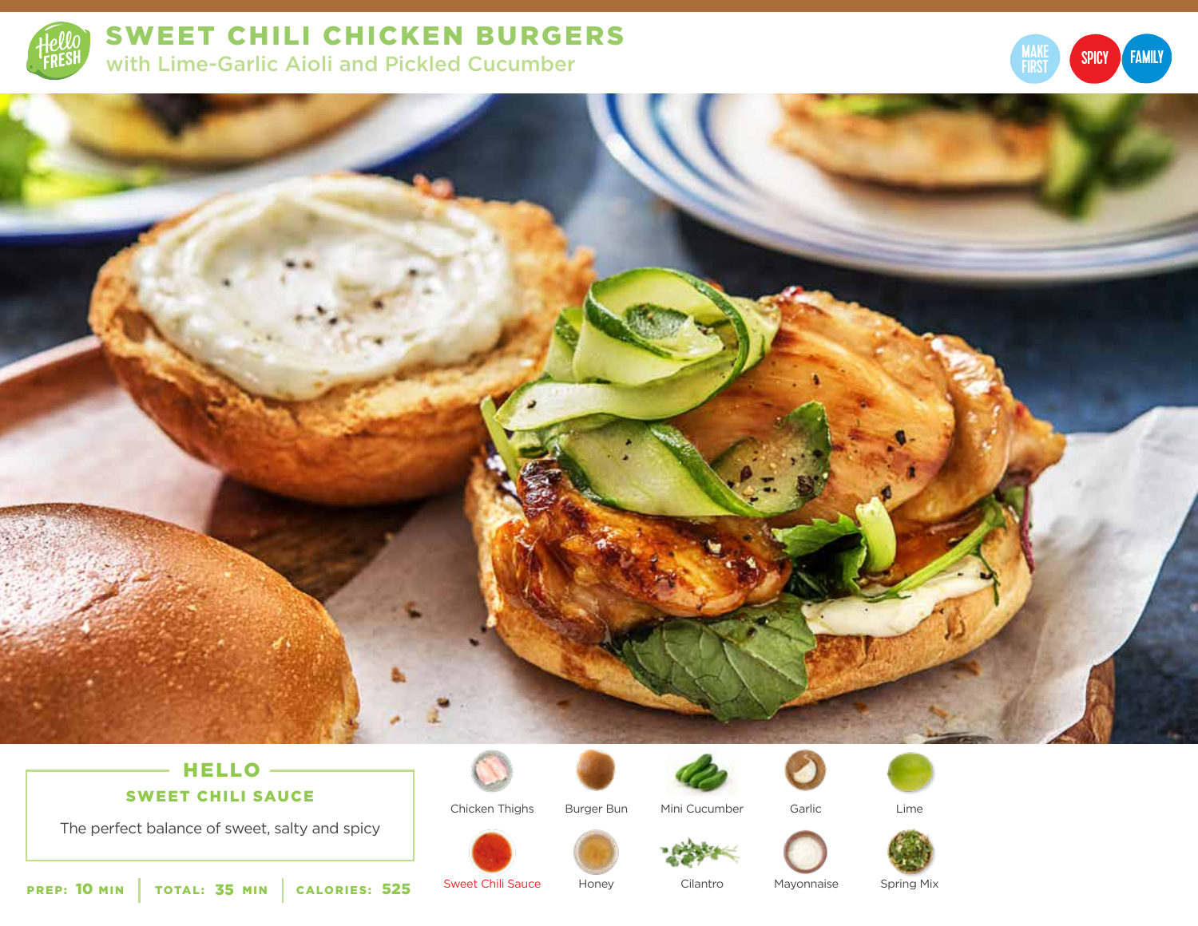# SWEET CHILI CHICKEN BURGERS

## with Lime-Garlic Aioli and Pickled Cucumber

MAKE FIRST | SPICY | FAMILY

### HELLO SWEET CHILI SAUCE

The perfect balance of sweet, salty and spicy

**PREP:** 10 MIN | **TOTAL:** 35 MIN | **CALORIES:** 525

- Chicken Thighs
- Burger Bun
- Mini Cucumber
- Garlic
- Lime
- Sweet Chili Sauce
- Honey
- Cilantro
- Mayonnaise
- Spring Mix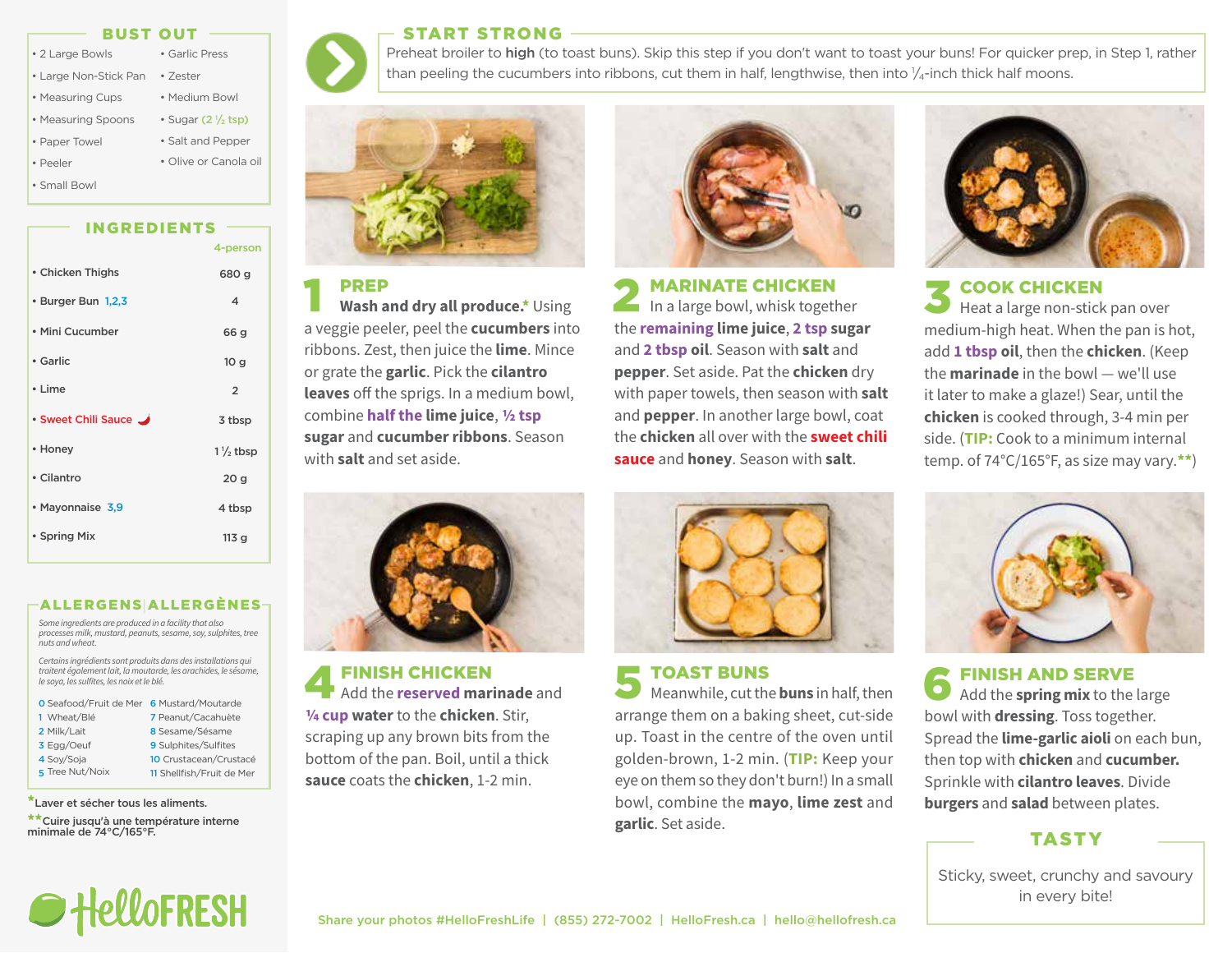## BUST OUT

- 2 Large Bowls
- Large Non-Stick Pan
- Measuring Cups
- Measuring Spoons
- Paper Towel
- Peeler
- Small Bowl
- Garlic Press
- Zester
- Medium Bowl
- Sugar (2 ½ tsp)
- Salt and Pepper
- Olive or Canola oil

## INGREDIENTS

| | 4-person |
|---|---|
| Chicken Thighs | 680 g |
| Burger Bun 1,2,3 | 4 |
| Mini Cucumber | 66 g |
| Garlic | 10 g |
| Lime | 2 |
| Sweet Chili Sauce | 3 tbsp |
| Honey | 1 ½ tbsp |
| Cilantro | 20 g |
| Mayonnaise 3,9 | 4 tbsp |
| Spring Mix | 113 g |

## ALLERGENS | ALLERGÈNES

*Some ingredients are produced in a facility that also processes milk, mustard, peanuts, sesame, soy, sulphites, tree nuts and wheat.*

*Certains ingrédients sont produits dans des installations qui traitent également lait, la moutarde, les arachides, le sésame, le soya, les sulfites, les noix et le blé.*

0 Seafood/Fruit de Mer
1 Wheat/Blé
2 Milk/Lait
3 Egg/Oeuf
4 Soy/Soja
5 Tree Nut/Noix
6 Mustard/Moutarde
7 Peanut/Cacahuète
8 Sesame/Sésame
9 Sulphites/Sulfites
10 Crustacean/Crustacé
11 Shellfish/Fruit de Mer

*Laver et sécher tous les aliments.

**Cuire jusqu'à une température interne minimale de 74°C/165°F.

## START STRONG

Preheat broiler to **high** (to toast buns). Skip this step if you don't want to toast your buns! For quicker prep, in Step 1, rather than peeling the cucumbers into ribbons, cut them in half, lengthwise, then into ¼-inch thick half moons.

## 1 PREP

**Wash and dry all produce.*** Using a veggie peeler, peel the **cucumbers** into ribbons. Zest, then juice the **lime**. Mince or grate the **garlic**. Pick the **cilantro leaves** off the sprigs. In a medium bowl, combine **half the lime juice**, **½ tsp sugar** and **cucumber ribbons**. Season with **salt** and set aside.

## 2 MARINATE CHICKEN

In a large bowl, whisk together the **remaining lime juice**, **2 tsp sugar** and **2 tbsp oil**. Season with **salt** and **pepper**. Set aside. Pat the **chicken** dry with paper towels, then season with **salt** and **pepper**. In another large bowl, coat the **chicken** all over with the **sweet chili sauce** and **honey**. Season with **salt**.

## 3 COOK CHICKEN

Heat a large non-stick pan over medium-high heat. When the pan is hot, add **1 tbsp oil**, then the **chicken**. (Keep the **marinade** in the bowl — we'll use it later to make a glaze!) Sear, until the **chicken** is cooked through, 3-4 min per side. (**TIP:** Cook to a minimum internal temp. of 74°C/165°F, as size may vary.**)

## 4 FINISH CHICKEN

Add the **reserved marinade** and **¼ cup water** to the **chicken**. Stir, scraping up any brown bits from the bottom of the pan. Boil, until a thick **sauce** coats the **chicken**, 1-2 min.

## 5 TOAST BUNS

Meanwhile, cut the **buns** in half, then arrange them on a baking sheet, cut-side up. Toast in the centre of the oven until golden-brown, 1-2 min. (**TIP:** Keep your eye on them so they don't burn!) In a small bowl, combine the **mayo**, **lime zest** and **garlic**. Set aside.

## 6 FINISH AND SERVE

Add the **spring mix** to the large bowl with **dressing**. Toss together. Spread the **lime-garlic aioli** on each bun, then top with **chicken** and **cucumber.** Sprinkle with **cilantro leaves**. Divide **burgers** and **salad** between plates.

## TASTY

Sticky, sweet, crunchy and savoury in every bite!

HelloFRESH

Share your photos #HelloFreshLife | (855) 272-7002 | HelloFresh.ca | hello@hellofresh.ca